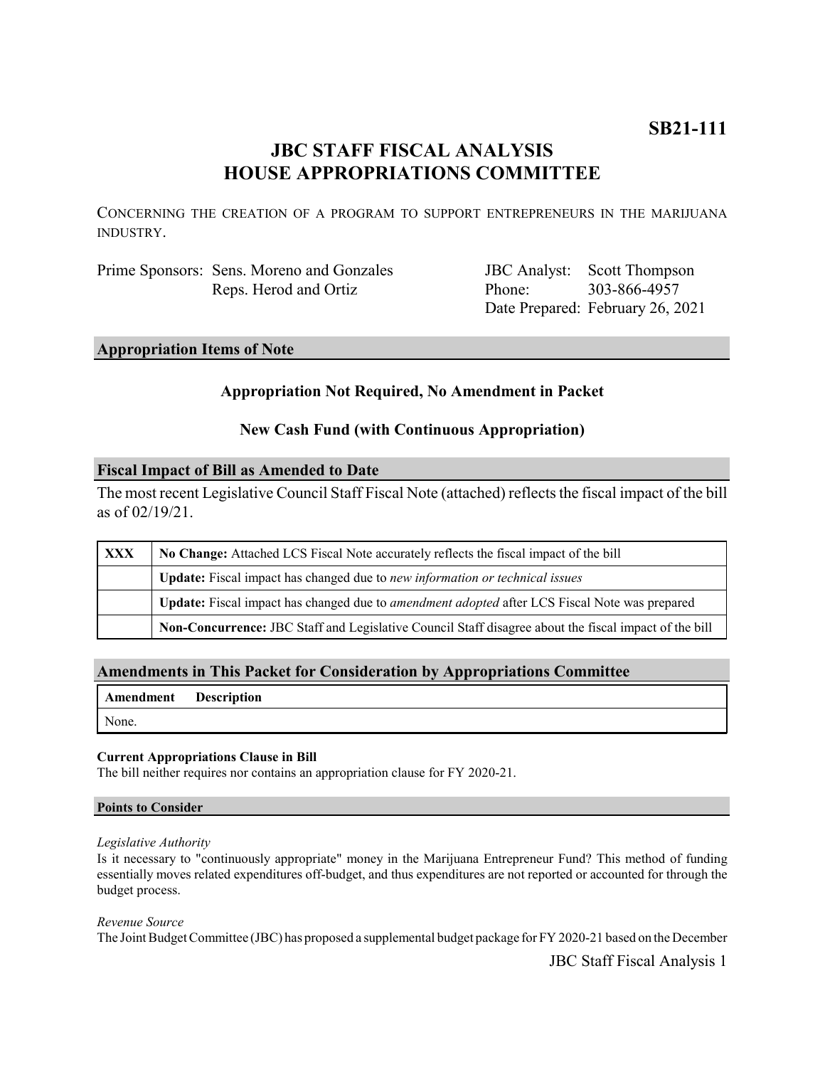**SB21-111**

# JBC STAFF FISCAL ANALYSIS
# HOUSE APPROPRIATIONS COMMITTEE

CONCERNING THE CREATION OF A PROGRAM TO SUPPORT ENTREPRENEURS IN THE MARIJUANA INDUSTRY.

| | | | |
|---|---|---|---|
| Prime Sponsors: | Sens. Moreno and Gonzales | JBC Analyst: | Scott Thompson |
| | Reps. Herod and Ortiz | Phone: | 303-866-4957 |
| | | Date Prepared: | February 26, 2021 |

## Appropriation Items of Note

**Appropriation Not Required, No Amendment in Packet**

**New Cash Fund (with Continuous Appropriation)**

## Fiscal Impact of Bill as Amended to Date

The most recent Legislative Council Staff Fiscal Note (attached) reflects the fiscal impact of the bill as of 02/19/21.

| | |
|---|---|
| **XXX** | **No Change:** Attached LCS Fiscal Note accurately reflects the fiscal impact of the bill |
| | **Update:** Fiscal impact has changed due to *new information or technical issues* |
| | **Update:** Fiscal impact has changed due to *amendment adopted* after LCS Fiscal Note was prepared |
| | **Non-Concurrence:** JBC Staff and Legislative Council Staff disagree about the fiscal impact of the bill |

## Amendments in This Packet for Consideration by Appropriations Committee

| Amendment | Description |
|---|---|
| None. | |

**Current Appropriations Clause in Bill**

The bill neither requires nor contains an appropriation clause for FY 2020-21.

### Points to Consider

*Legislative Authority*

Is it necessary to "continuously appropriate" money in the Marijuana Entrepreneur Fund? This method of funding essentially moves related expenditures off-budget, and thus expenditures are not reported or accounted for through the budget process.

*Revenue Source*

The Joint Budget Committee (JBC) has proposed a supplemental budget package for FY 2020-21 based on the December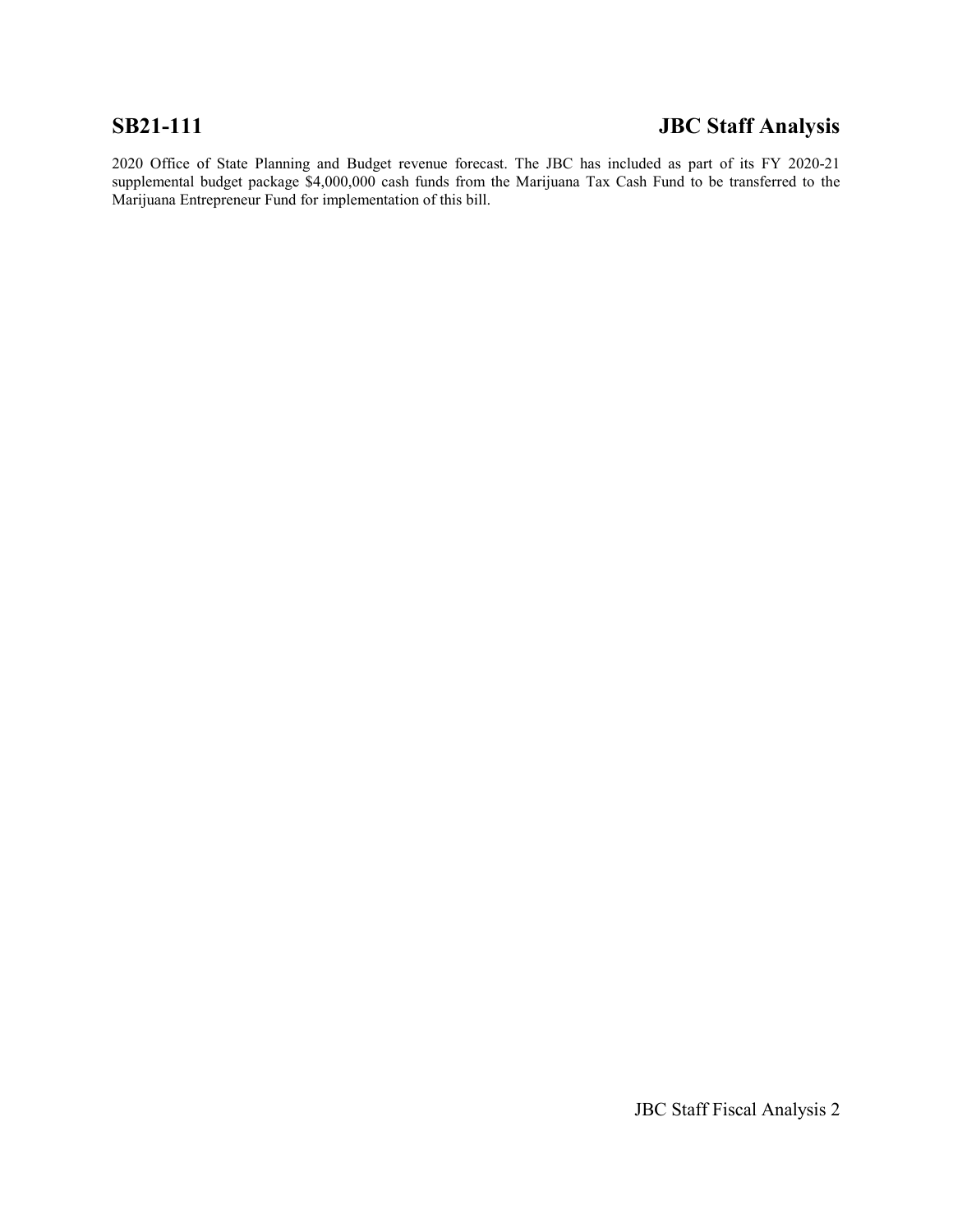2020 Office of State Planning and Budget revenue forecast. The JBC has included as part of its FY 2020-21 supplemental budget package $4,000,000 cash funds from the Marijuana Tax Cash Fund to be transferred to the Marijuana Entrepreneur Fund for implementation of this bill.